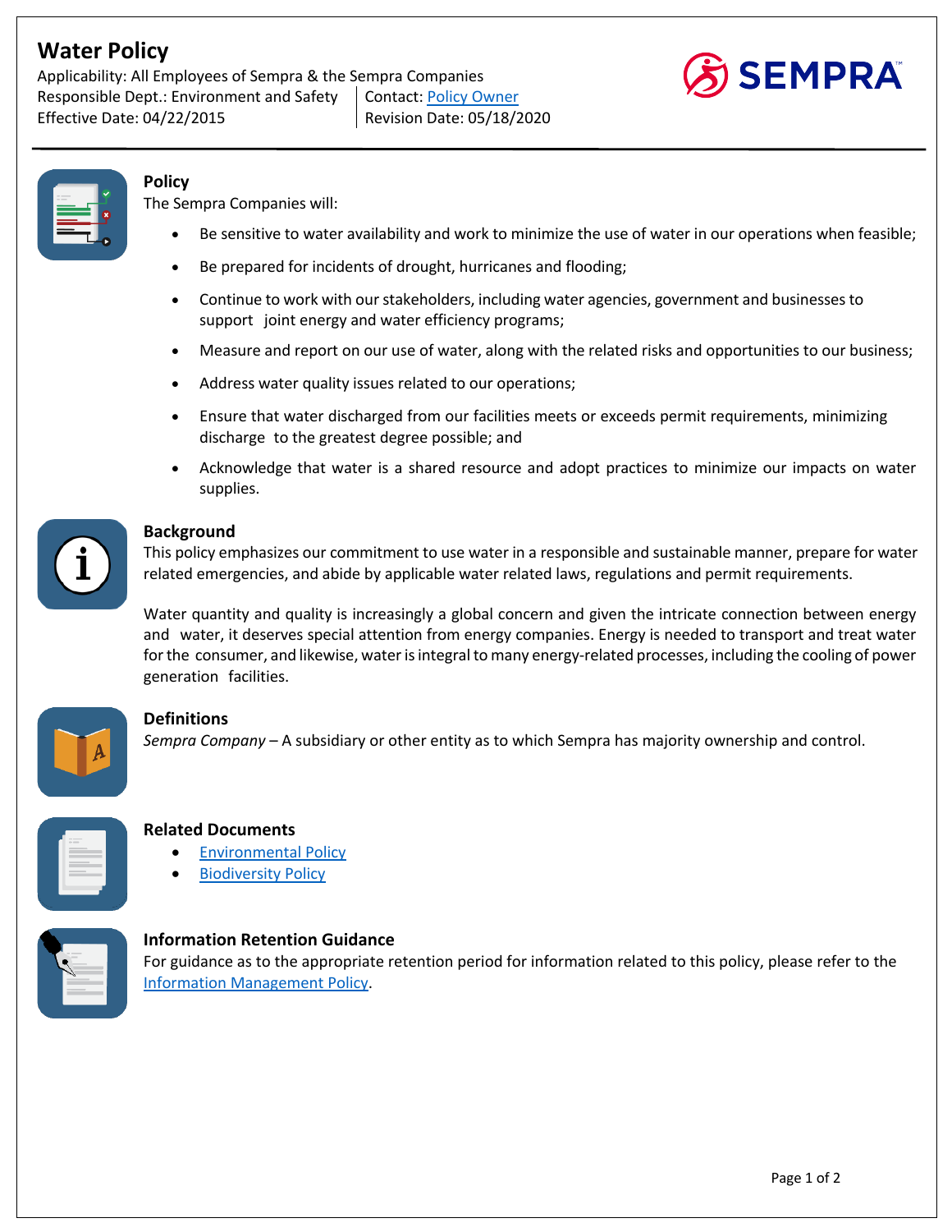# Water Policy

Applicability: All Employees of Sempra & the Sempra Companies
Responsible Dept.: Environment and Safety | Contact: Policy Owner
Effective Date: 04/22/2015 | Revision Date: 05/18/2020

SEMPRA™

## Policy

The Sempra Companies will:

- Be sensitive to water availability and work to minimize the use of water in our operations when feasible;
- Be prepared for incidents of drought, hurricanes and flooding;
- Continue to work with our stakeholders, including water agencies, government and businesses to support joint energy and water efficiency programs;
- Measure and report on our use of water, along with the related risks and opportunities to our business;
- Address water quality issues related to our operations;
- Ensure that water discharged from our facilities meets or exceeds permit requirements, minimizing discharge to the greatest degree possible; and
- Acknowledge that water is a shared resource and adopt practices to minimize our impacts on water supplies.

## Background

This policy emphasizes our commitment to use water in a responsible and sustainable manner, prepare for water related emergencies, and abide by applicable water related laws, regulations and permit requirements.

Water quantity and quality is increasingly a global concern and given the intricate connection between energy and water, it deserves special attention from energy companies. Energy is needed to transport and treat water for the consumer, and likewise, water is integral to many energy-related processes, including the cooling of power generation facilities.

## Definitions

*Sempra Company* – A subsidiary or other entity as to which Sempra has majority ownership and control.

## Related Documents

- Environmental Policy
- Biodiversity Policy

## Information Retention Guidance

For guidance as to the appropriate retention period for information related to this policy, please refer to the Information Management Policy.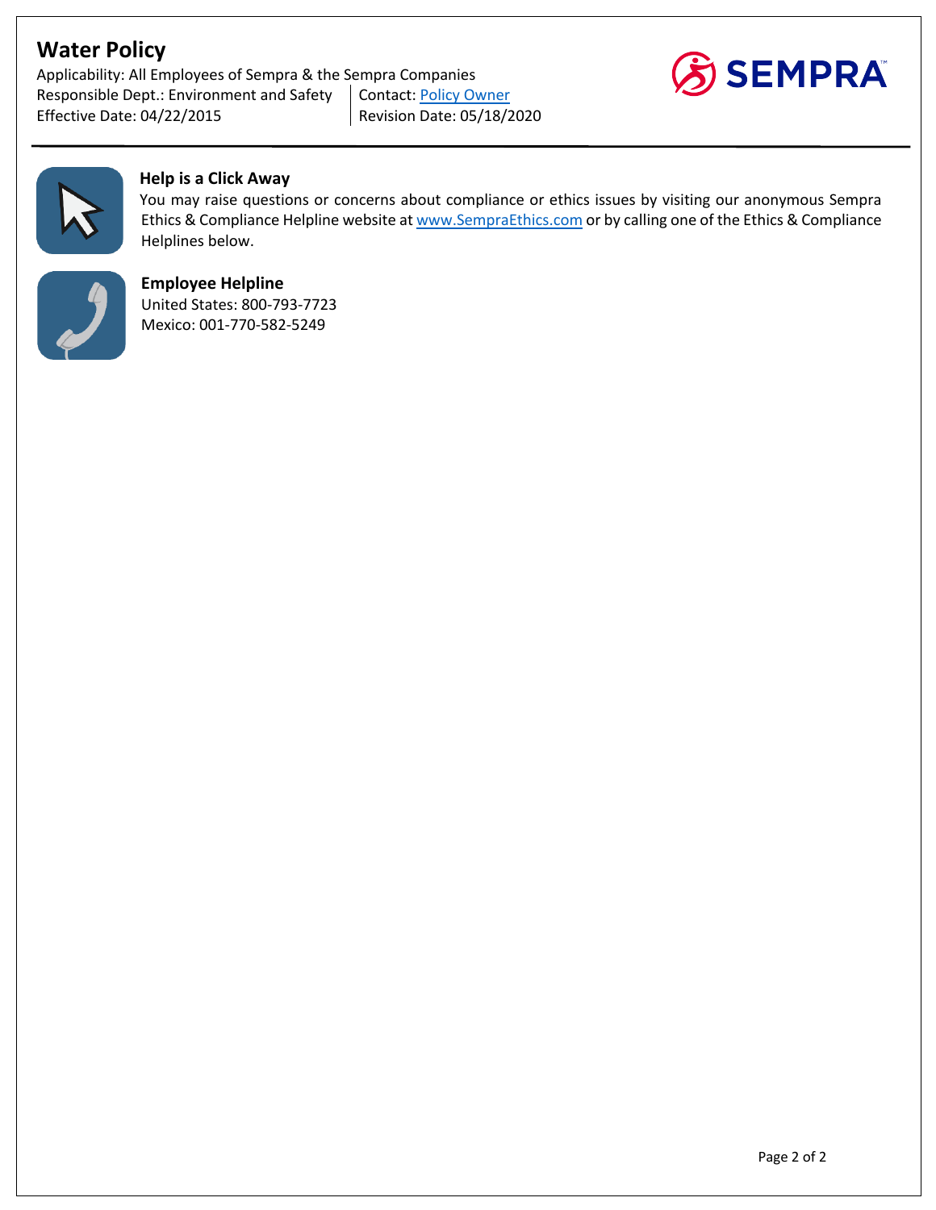# Water Policy

Applicability: All Employees of Sempra & the Sempra Companies
Responsible Dept.: Environment and Safety | Contact: Policy Owner
Effective Date: 04/22/2015 | Revision Date: 05/18/2020

### Help is a Click Away

You may raise questions or concerns about compliance or ethics issues by visiting our anonymous Sempra Ethics & Compliance Helpline website at www.SempraEthics.com or by calling one of the Ethics & Compliance Helplines below.

### Employee Helpline

United States: 800-793-7723
Mexico: 001-770-582-5249